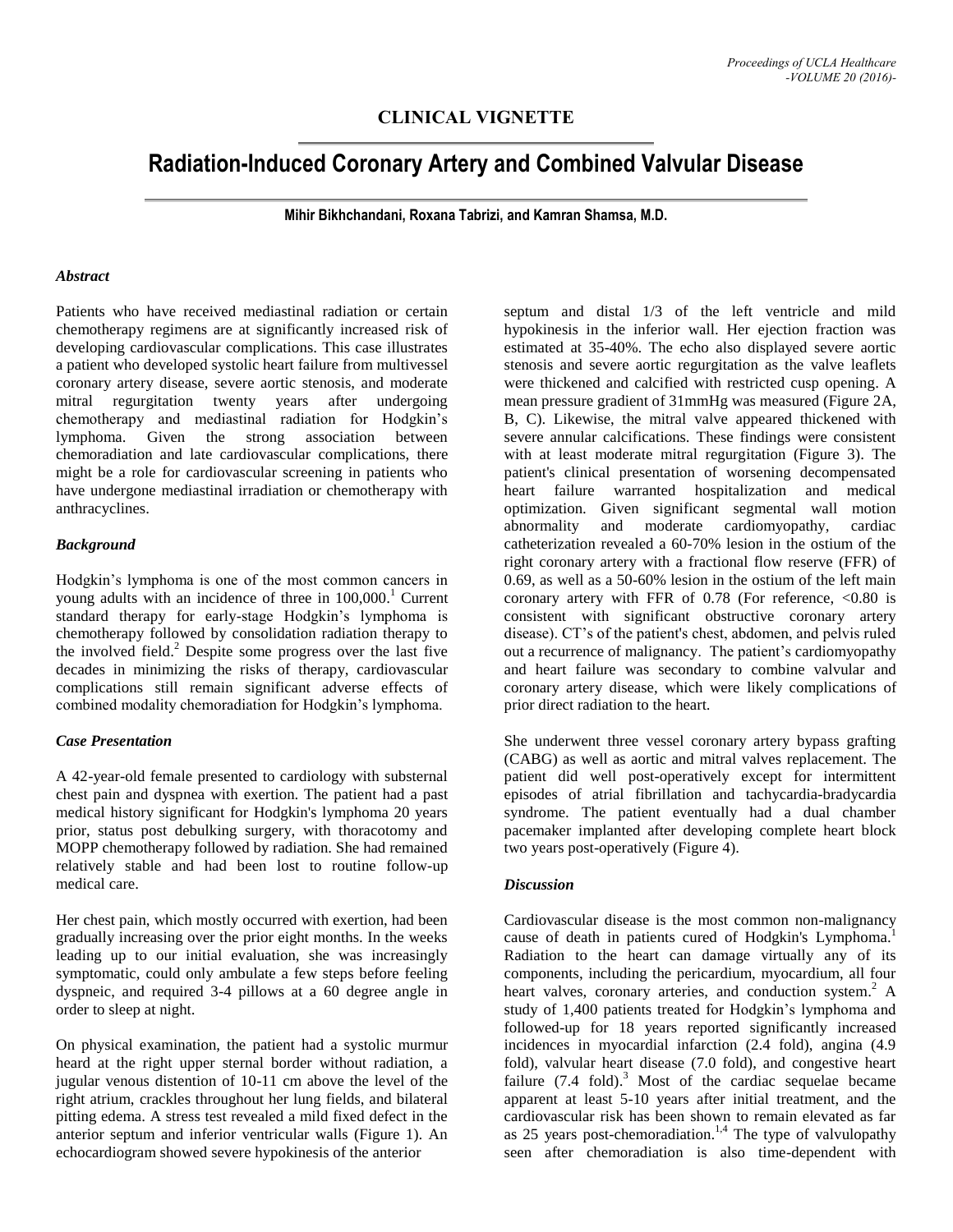## CLINICAL VIGNETTE

# Radiation-Induced Coronary Artery and Combined Valvular Disease

**Mihir Bikhchandani, Roxana Tabrizi, and Kamran Shamsa, M.D.**

### *Abstract*

Patients who have received mediastinal radiation or certain chemotherapy regimens are at significantly increased risk of developing cardiovascular complications. This case illustrates a patient who developed systolic heart failure from multivessel coronary artery disease, severe aortic stenosis, and moderate mitral regurgitation twenty years after undergoing chemotherapy and mediastinal radiation for Hodgkin's lymphoma. Given the strong association between chemoradiation and late cardiovascular complications, there might be a role for cardiovascular screening in patients who have undergone mediastinal irradiation or chemotherapy with anthracyclines.

### *Background*

Hodgkin's lymphoma is one of the most common cancers in young adults with an incidence of three in 100,000.[1] Current standard therapy for early-stage Hodgkin's lymphoma is chemotherapy followed by consolidation radiation therapy to the involved field.[2] Despite some progress over the last five decades in minimizing the risks of therapy, cardiovascular complications still remain significant adverse effects of combined modality chemoradiation for Hodgkin's lymphoma.

### *Case Presentation*

A 42-year-old female presented to cardiology with substernal chest pain and dyspnea with exertion. The patient had a past medical history significant for Hodgkin's lymphoma 20 years prior, status post debulking surgery, with thoracotomy and MOPP chemotherapy followed by radiation. She had remained relatively stable and had been lost to routine follow-up medical care.

Her chest pain, which mostly occurred with exertion, had been gradually increasing over the prior eight months. In the weeks leading up to our initial evaluation, she was increasingly symptomatic, could only ambulate a few steps before feeling dyspneic, and required 3-4 pillows at a 60 degree angle in order to sleep at night.

On physical examination, the patient had a systolic murmur heard at the right upper sternal border without radiation, a jugular venous distention of 10-11 cm above the level of the right atrium, crackles throughout her lung fields, and bilateral pitting edema. A stress test revealed a mild fixed defect in the anterior septum and inferior ventricular walls (Figure 1). An echocardiogram showed severe hypokinesis of the anterior septum and distal 1/3 of the left ventricle and mild hypokinesis in the inferior wall. Her ejection fraction was estimated at 35-40%. The echo also displayed severe aortic stenosis and severe aortic regurgitation as the valve leaflets were thickened and calcified with restricted cusp opening. A mean pressure gradient of 31mmHg was measured (Figure 2A, B, C). Likewise, the mitral valve appeared thickened with severe annular calcifications. These findings were consistent with at least moderate mitral regurgitation (Figure 3). The patient's clinical presentation of worsening decompensated heart failure warranted hospitalization and medical optimization. Given significant segmental wall motion abnormality and moderate cardiomyopathy, cardiac catheterization revealed a 60-70% lesion in the ostium of the right coronary artery with a fractional flow reserve (FFR) of 0.69, as well as a 50-60% lesion in the ostium of the left main coronary artery with FFR of 0.78 (For reference, <0.80 is consistent with significant obstructive coronary artery disease). CT's of the patient's chest, abdomen, and pelvis ruled out a recurrence of malignancy. The patient's cardiomyopathy and heart failure was secondary to combine valvular and coronary artery disease, which were likely complications of prior direct radiation to the heart.

She underwent three vessel coronary artery bypass grafting (CABG) as well as aortic and mitral valves replacement. The patient did well post-operatively except for intermittent episodes of atrial fibrillation and tachycardia-bradycardia syndrome. The patient eventually had a dual chamber pacemaker implanted after developing complete heart block two years post-operatively (Figure 4).

### *Discussion*

Cardiovascular disease is the most common non-malignancy cause of death in patients cured of Hodgkin's Lymphoma.[1] Radiation to the heart can damage virtually any of its components, including the pericardium, myocardium, all four heart valves, coronary arteries, and conduction system.[2] A study of 1,400 patients treated for Hodgkin's lymphoma and followed-up for 18 years reported significantly increased incidences in myocardial infarction (2.4 fold), angina (4.9 fold), valvular heart disease (7.0 fold), and congestive heart failure (7.4 fold).[3] Most of the cardiac sequelae became apparent at least 5-10 years after initial treatment, and the cardiovascular risk has been shown to remain elevated as far as 25 years post-chemoradiation.[1,4] The type of valvulopathy seen after chemoradiation is also time-dependent with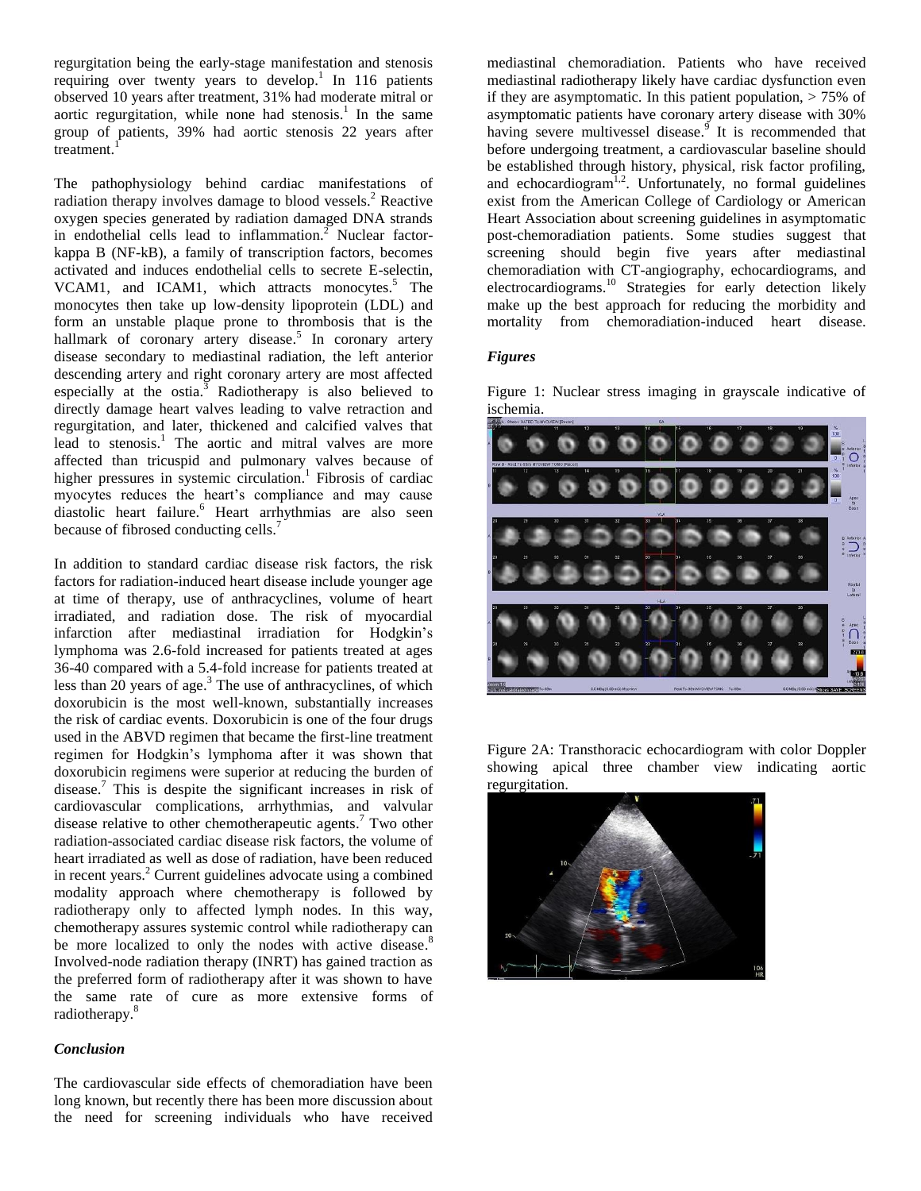regurgitation being the early-stage manifestation and stenosis requiring over twenty years to develop.[1] In 116 patients observed 10 years after treatment, 31% had moderate mitral or aortic regurgitation, while none had stenosis.[1] In the same group of patients, 39% had aortic stenosis 22 years after treatment.[1]

The pathophysiology behind cardiac manifestations of radiation therapy involves damage to blood vessels.[2] Reactive oxygen species generated by radiation damaged DNA strands in endothelial cells lead to inflammation.[2] Nuclear factor-kappa B (NF-kB), a family of transcription factors, becomes activated and induces endothelial cells to secrete E-selectin, VCAM1, and ICAM1, which attracts monocytes.[5] The monocytes then take up low-density lipoprotein (LDL) and form an unstable plaque prone to thrombosis that is the hallmark of coronary artery disease.[5] In coronary artery disease secondary to mediastinal radiation, the left anterior descending artery and right coronary artery are most affected especially at the ostia.[3] Radiotherapy is also believed to directly damage heart valves leading to valve retraction and regurgitation, and later, thickened and calcified valves that lead to stenosis.[1] The aortic and mitral valves are more affected than tricuspid and pulmonary valves because of higher pressures in systemic circulation.[1] Fibrosis of cardiac myocytes reduces the heart's compliance and may cause diastolic heart failure.[6] Heart arrhythmias are also seen because of fibrosed conducting cells.[7]

In addition to standard cardiac disease risk factors, the risk factors for radiation-induced heart disease include younger age at time of therapy, use of anthracyclines, volume of heart irradiated, and radiation dose. The risk of myocardial infarction after mediastinal irradiation for Hodgkin's lymphoma was 2.6-fold increased for patients treated at ages 36-40 compared with a 5.4-fold increase for patients treated at less than 20 years of age.[3] The use of anthracyclines, of which doxorubicin is the most well-known, substantially increases the risk of cardiac events. Doxorubicin is one of the four drugs used in the ABVD regimen that became the first-line treatment regimen for Hodgkin's lymphoma after it was shown that doxorubicin regimens were superior at reducing the burden of disease.[7] This is despite the significant increases in risk of cardiovascular complications, arrhythmias, and valvular disease relative to other chemotherapeutic agents.[7] Two other radiation-associated cardiac disease risk factors, the volume of heart irradiated as well as dose of radiation, have been reduced in recent years.[2] Current guidelines advocate using a combined modality approach where chemotherapy is followed by radiotherapy only to affected lymph nodes. In this way, chemotherapy assures systemic control while radiotherapy can be more localized to only the nodes with active disease.[8] Involved-node radiation therapy (INRT) has gained traction as the preferred form of radiotherapy after it was shown to have the same rate of cure as more extensive forms of radiotherapy.[8]

### *Conclusion*

The cardiovascular side effects of chemoradiation have been long known, but recently there has been more discussion about the need for screening individuals who have received mediastinal chemoradiation. Patients who have received mediastinal radiotherapy likely have cardiac dysfunction even if they are asymptomatic. In this patient population, > 75% of asymptomatic patients have coronary artery disease with 30% having severe multivessel disease.[9] It is recommended that before undergoing treatment, a cardiovascular baseline should be established through history, physical, risk factor profiling, and echocardiogram[1,2]. Unfortunately, no formal guidelines exist from the American College of Cardiology or American Heart Association about screening guidelines in asymptomatic post-chemoradiation patients. Some studies suggest that screening should begin five years after mediastinal chemoradiation with CT-angiography, echocardiograms, and electrocardiograms.[10] Strategies for early detection likely make up the best approach for reducing the morbidity and mortality from chemoradiation-induced heart disease.

### *Figures*

Figure 1: Nuclear stress imaging in grayscale indicative of ischemia.

Figure 2A: Transthoracic echocardiogram with color Doppler showing apical three chamber view indicating aortic regurgitation.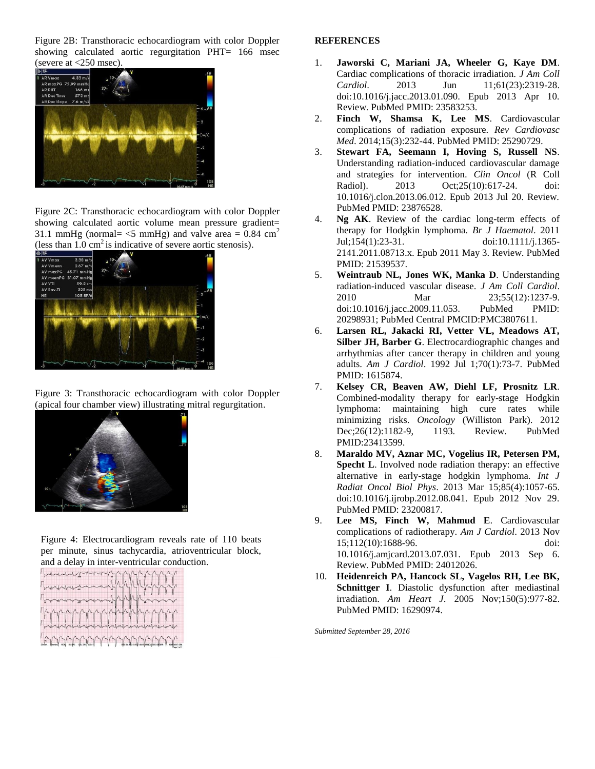Figure 2B: Transthoracic echocardiogram with color Doppler showing calculated aortic regurgitation PHT= 166 msec (severe at <250 msec).

Figure 2C: Transthoracic echocardiogram with color Doppler showing calculated aortic volume mean pressure gradient= 31.1 mmHg (normal= <5 mmHg) and valve area = 0.84 $cm^2$ (less than 1.0 $cm^2$ is indicative of severe aortic stenosis).

Figure 3: Transthoracic echocardiogram with color Doppler (apical four chamber view) illustrating mitral regurgitation.

Figure 4: Electrocardiogram reveals rate of 110 beats per minute, sinus tachycardia, atrioventricular block, and a delay in inter-ventricular conduction.

## REFERENCES

1. **Jaworski C, Mariani JA, Wheeler G, Kaye DM**. Cardiac complications of thoracic irradiation. *J Am Coll Cardiol*. 2013 Jun 11;61(23):2319-28. doi:10.1016/j.jacc.2013.01.090. Epub 2013 Apr 10. Review. PubMed PMID: 23583253.
2. **Finch W, Shamsa K, Lee MS**. Cardiovascular complications of radiation exposure. *Rev Cardiovasc Med*. 2014;15(3):232-44. PubMed PMID: 25290729.
3. **Stewart FA, Seemann I, Hoving S, Russell NS**. Understanding radiation-induced cardiovascular damage and strategies for intervention. *Clin Oncol* (R Coll Radiol). 2013 Oct;25(10):617-24. doi: 10.1016/j.clon.2013.06.012. Epub 2013 Jul 20. Review. PubMed PMID: 23876528.
4. **Ng AK**. Review of the cardiac long-term effects of therapy for Hodgkin lymphoma. *Br J Haematol*. 2011 Jul;154(1):23-31. doi:10.1111/j.1365-2141.2011.08713.x. Epub 2011 May 3. Review. PubMed PMID: 21539537.
5. **Weintraub NL, Jones WK, Manka D**. Understanding radiation-induced vascular disease. *J Am Coll Cardiol*. 2010 Mar 23;55(12):1237-9. doi:10.1016/j.jacc.2009.11.053. PubMed PMID: 20298931; PubMed Central PMCID:PMC3807611.
6. **Larsen RL, Jakacki RI, Vetter VL, Meadows AT, Silber JH, Barber G**. Electrocardiographic changes and arrhythmias after cancer therapy in children and young adults. *Am J Cardiol*. 1992 Jul 1;70(1):73-7. PubMed PMID: 1615874.
7. **Kelsey CR, Beaven AW, Diehl LF, Prosnitz LR**. Combined-modality therapy for early-stage Hodgkin lymphoma: maintaining high cure rates while minimizing risks. *Oncology* (Williston Park). 2012 Dec;26(12):1182-9, 1193. Review. PubMed PMID:23413599.
8. **Maraldo MV, Aznar MC, Vogelius IR, Petersen PM, Specht L**. Involved node radiation therapy: an effective alternative in early-stage hodgkin lymphoma. *Int J Radiat Oncol Biol Phys*. 2013 Mar 15;85(4):1057-65. doi:10.1016/j.ijrobp.2012.08.041. Epub 2012 Nov 29. PubMed PMID: 23200817.
9. **Lee MS, Finch W, Mahmud E**. Cardiovascular complications of radiotherapy. *Am J Cardiol*. 2013 Nov 15;112(10):1688-96. doi: 10.1016/j.amjcard.2013.07.031. Epub 2013 Sep 6. Review. PubMed PMID: 24012026.
10. **Heidenreich PA, Hancock SL, Vagelos RH, Lee BK, Schnittger I**. Diastolic dysfunction after mediastinal irradiation. *Am Heart J*. 2005 Nov;150(5):977-82. PubMed PMID: 16290974.

*Submitted September 28, 2016*